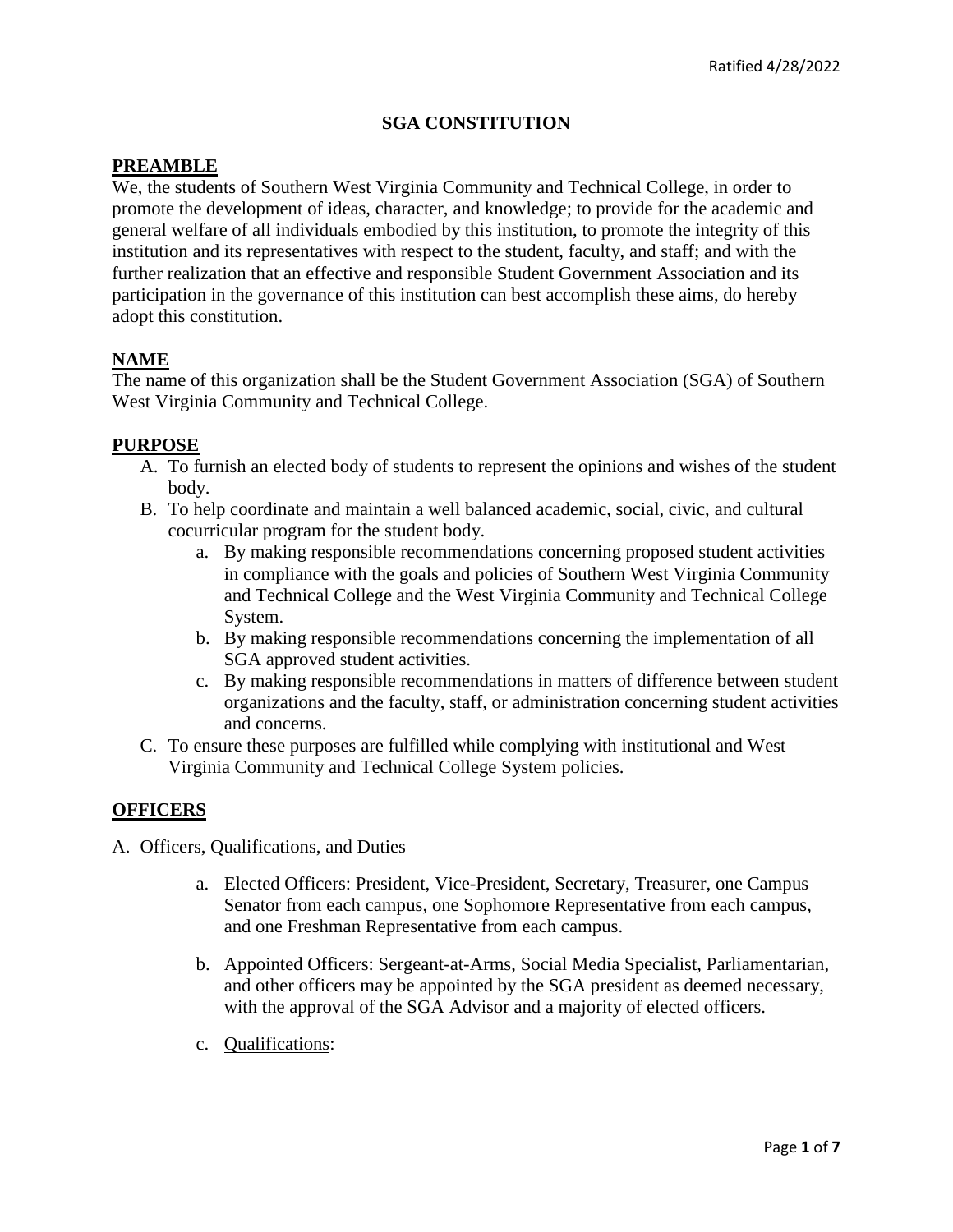Ratified 4/28/2022

# SGA CONSTITUTION

## PREAMBLE

We, the students of Southern West Virginia Community and Technical College, in order to promote the development of ideas, character, and knowledge; to provide for the academic and general welfare of all individuals embodied by this institution, to promote the integrity of this institution and its representatives with respect to the student, faculty, and staff; and with the further realization that an effective and responsible Student Government Association and its participation in the governance of this institution can best accomplish these aims, do hereby adopt this constitution.

## NAME

The name of this organization shall be the Student Government Association (SGA) of Southern West Virginia Community and Technical College.

## PURPOSE

A. To furnish an elected body of students to represent the opinions and wishes of the student body.
B. To help coordinate and maintain a well balanced academic, social, civic, and cultural cocurricular program for the student body.
    a. By making responsible recommendations concerning proposed student activities in compliance with the goals and policies of Southern West Virginia Community and Technical College and the West Virginia Community and Technical College System.
    b. By making responsible recommendations concerning the implementation of all SGA approved student activities.
    c. By making responsible recommendations in matters of difference between student organizations and the faculty, staff, or administration concerning student activities and concerns.
C. To ensure these purposes are fulfilled while complying with institutional and West Virginia Community and Technical College System policies.

## OFFICERS

A. Officers, Qualifications, and Duties

   a. Elected Officers: President, Vice-President, Secretary, Treasurer, one Campus Senator from each campus, one Sophomore Representative from each campus, and one Freshman Representative from each campus.

   b. Appointed Officers: Sergeant-at-Arms, Social Media Specialist, Parliamentarian, and other officers may be appointed by the SGA president as deemed necessary, with the approval of the SGA Advisor and a majority of elected officers.

   c. Qualifications: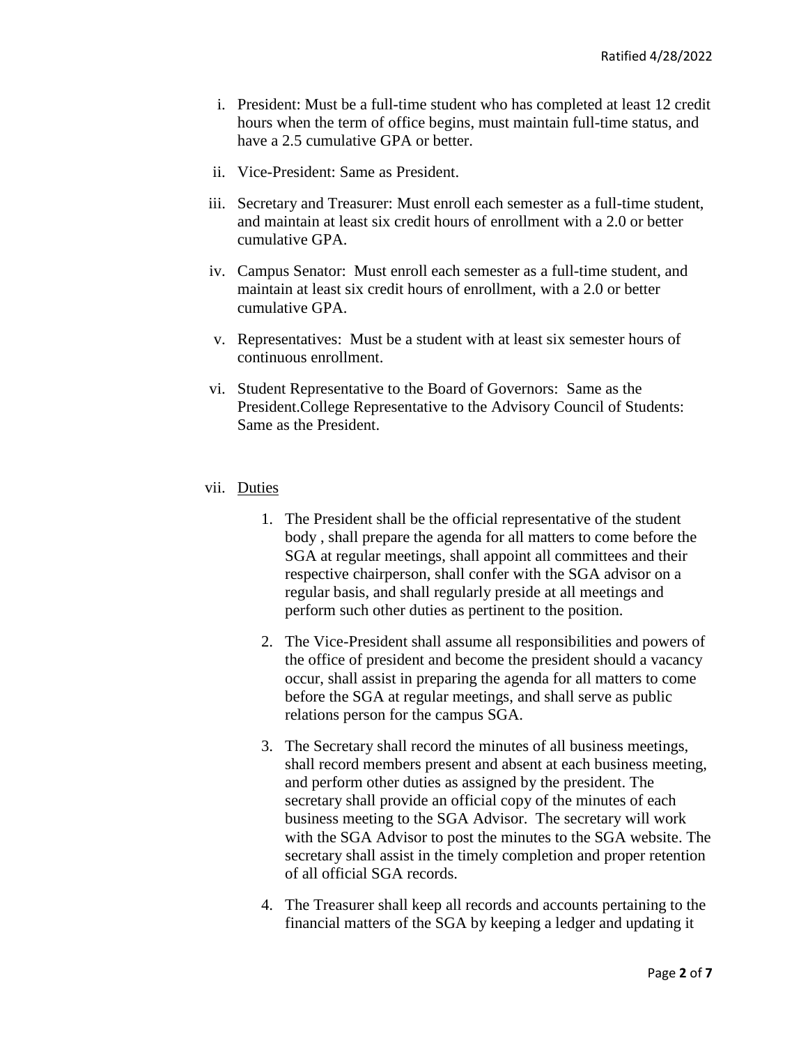i. President: Must be a full-time student who has completed at least 12 credit hours when the term of office begins, must maintain full-time status, and have a 2.5 cumulative GPA or better.

ii. Vice-President: Same as President.

iii. Secretary and Treasurer: Must enroll each semester as a full-time student, and maintain at least six credit hours of enrollment with a 2.0 or better cumulative GPA.

iv. Campus Senator: Must enroll each semester as a full-time student, and maintain at least six credit hours of enrollment, with a 2.0 or better cumulative GPA.

v. Representatives: Must be a student with at least six semester hours of continuous enrollment.

vi. Student Representative to the Board of Governors: Same as the President.College Representative to the Advisory Council of Students: Same as the President.

vii. <u>Duties</u>

1. The President shall be the official representative of the student body , shall prepare the agenda for all matters to come before the SGA at regular meetings, shall appoint all committees and their respective chairperson, shall confer with the SGA advisor on a regular basis, and shall regularly preside at all meetings and perform such other duties as pertinent to the position.

2. The Vice-President shall assume all responsibilities and powers of the office of president and become the president should a vacancy occur, shall assist in preparing the agenda for all matters to come before the SGA at regular meetings, and shall serve as public relations person for the campus SGA.

3. The Secretary shall record the minutes of all business meetings, shall record members present and absent at each business meeting, and perform other duties as assigned by the president. The secretary shall provide an official copy of the minutes of each business meeting to the SGA Advisor. The secretary will work with the SGA Advisor to post the minutes to the SGA website. The secretary shall assist in the timely completion and proper retention of all official SGA records.

4. The Treasurer shall keep all records and accounts pertaining to the financial matters of the SGA by keeping a ledger and updating it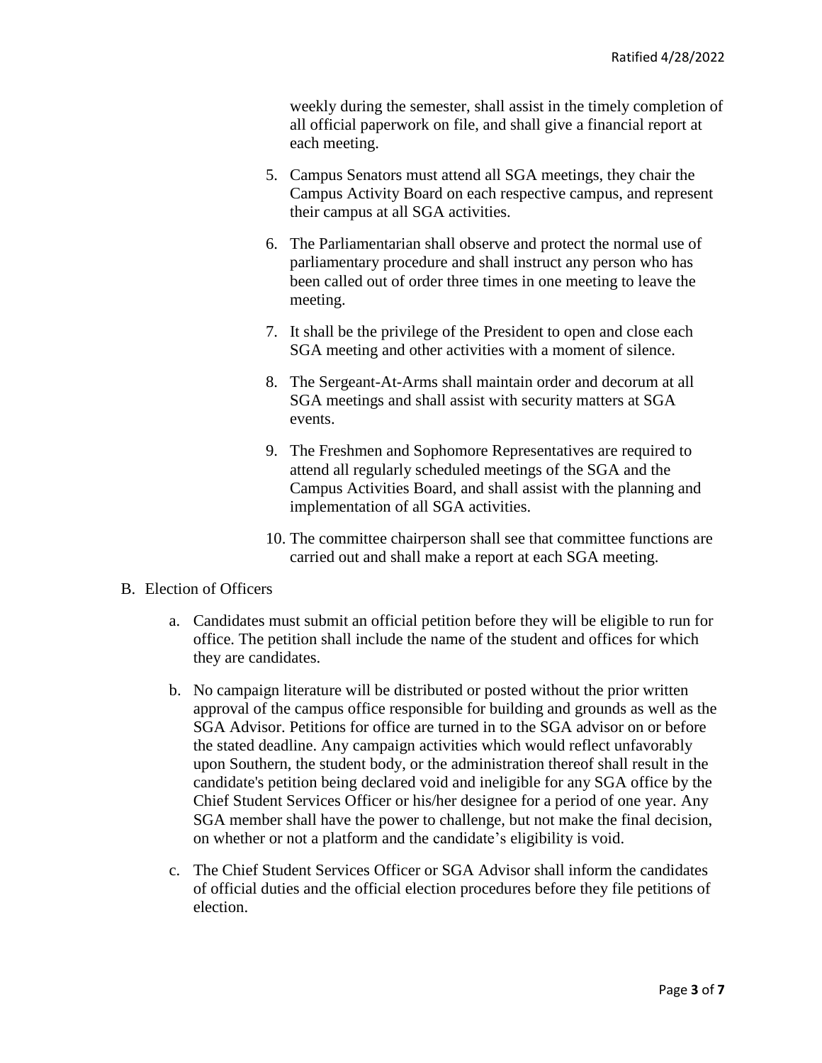weekly during the semester, shall assist in the timely completion of all official paperwork on file, and shall give a financial report at each meeting.

5. Campus Senators must attend all SGA meetings, they chair the Campus Activity Board on each respective campus, and represent their campus at all SGA activities.

6. The Parliamentarian shall observe and protect the normal use of parliamentary procedure and shall instruct any person who has been called out of order three times in one meeting to leave the meeting.

7. It shall be the privilege of the President to open and close each SGA meeting and other activities with a moment of silence.

8. The Sergeant-At-Arms shall maintain order and decorum at all SGA meetings and shall assist with security matters at SGA events.

9. The Freshmen and Sophomore Representatives are required to attend all regularly scheduled meetings of the SGA and the Campus Activities Board, and shall assist with the planning and implementation of all SGA activities.

10. The committee chairperson shall see that committee functions are carried out and shall make a report at each SGA meeting.

B. Election of Officers

a. Candidates must submit an official petition before they will be eligible to run for office. The petition shall include the name of the student and offices for which they are candidates.

b. No campaign literature will be distributed or posted without the prior written approval of the campus office responsible for building and grounds as well as the SGA Advisor. Petitions for office are turned in to the SGA advisor on or before the stated deadline. Any campaign activities which would reflect unfavorably upon Southern, the student body, or the administration thereof shall result in the candidate's petition being declared void and ineligible for any SGA office by the Chief Student Services Officer or his/her designee for a period of one year. Any SGA member shall have the power to challenge, but not make the final decision, on whether or not a platform and the candidate's eligibility is void.

c. The Chief Student Services Officer or SGA Advisor shall inform the candidates of official duties and the official election procedures before they file petitions of election.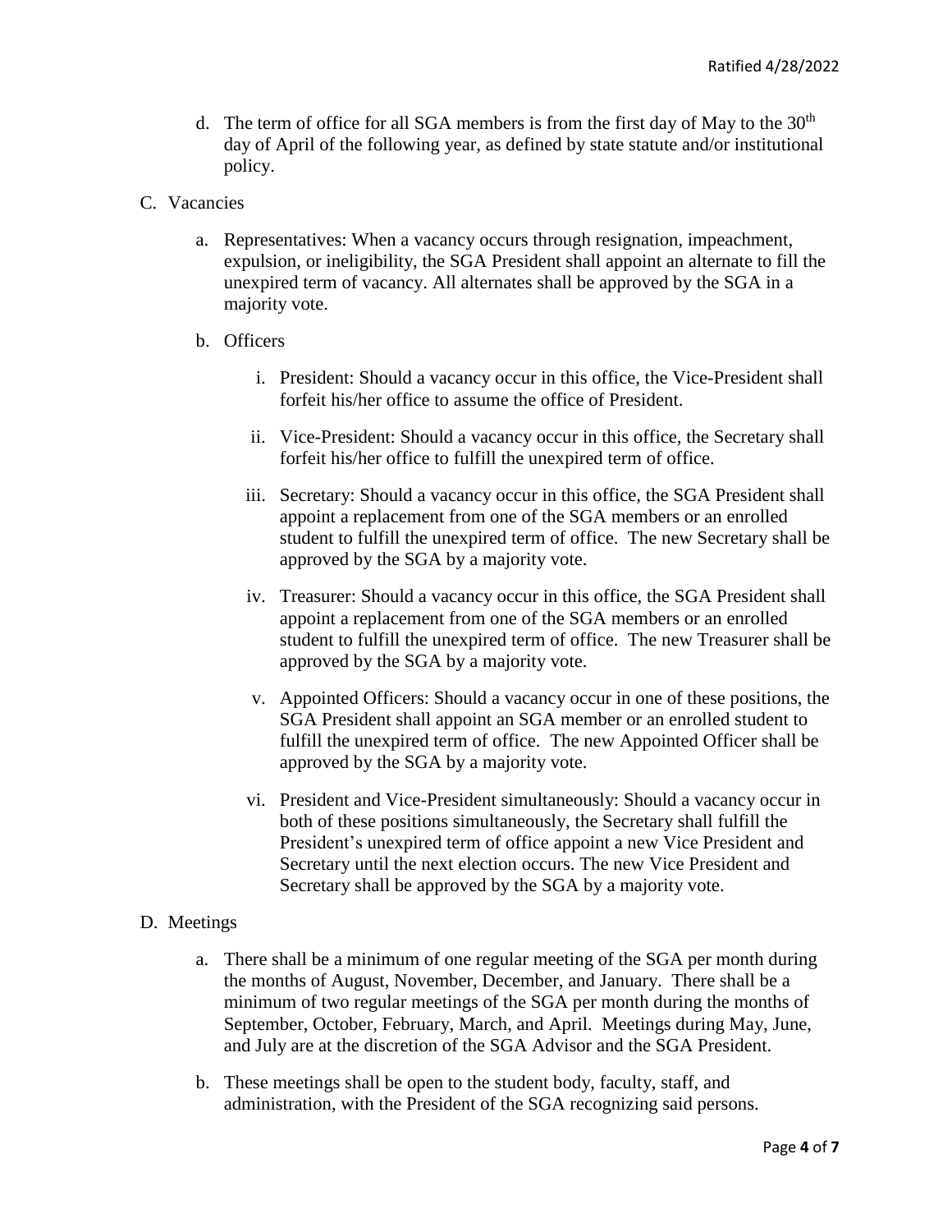d. The term of office for all SGA members is from the first day of May to the 30th day of April of the following year, as defined by state statute and/or institutional policy.

C. Vacancies

a. Representatives: When a vacancy occurs through resignation, impeachment, expulsion, or ineligibility, the SGA President shall appoint an alternate to fill the unexpired term of vacancy. All alternates shall be approved by the SGA in a majority vote.

b. Officers

i. President: Should a vacancy occur in this office, the Vice-President shall forfeit his/her office to assume the office of President.

ii. Vice-President: Should a vacancy occur in this office, the Secretary shall forfeit his/her office to fulfill the unexpired term of office.

iii. Secretary: Should a vacancy occur in this office, the SGA President shall appoint a replacement from one of the SGA members or an enrolled student to fulfill the unexpired term of office. The new Secretary shall be approved by the SGA by a majority vote.

iv. Treasurer: Should a vacancy occur in this office, the SGA President shall appoint a replacement from one of the SGA members or an enrolled student to fulfill the unexpired term of office. The new Treasurer shall be approved by the SGA by a majority vote.

v. Appointed Officers: Should a vacancy occur in one of these positions, the SGA President shall appoint an SGA member or an enrolled student to fulfill the unexpired term of office. The new Appointed Officer shall be approved by the SGA by a majority vote.

vi. President and Vice-President simultaneously: Should a vacancy occur in both of these positions simultaneously, the Secretary shall fulfill the President's unexpired term of office appoint a new Vice President and Secretary until the next election occurs. The new Vice President and Secretary shall be approved by the SGA by a majority vote.

D. Meetings

a. There shall be a minimum of one regular meeting of the SGA per month during the months of August, November, December, and January. There shall be a minimum of two regular meetings of the SGA per month during the months of September, October, February, March, and April. Meetings during May, June, and July are at the discretion of the SGA Advisor and the SGA President.

b. These meetings shall be open to the student body, faculty, staff, and administration, with the President of the SGA recognizing said persons.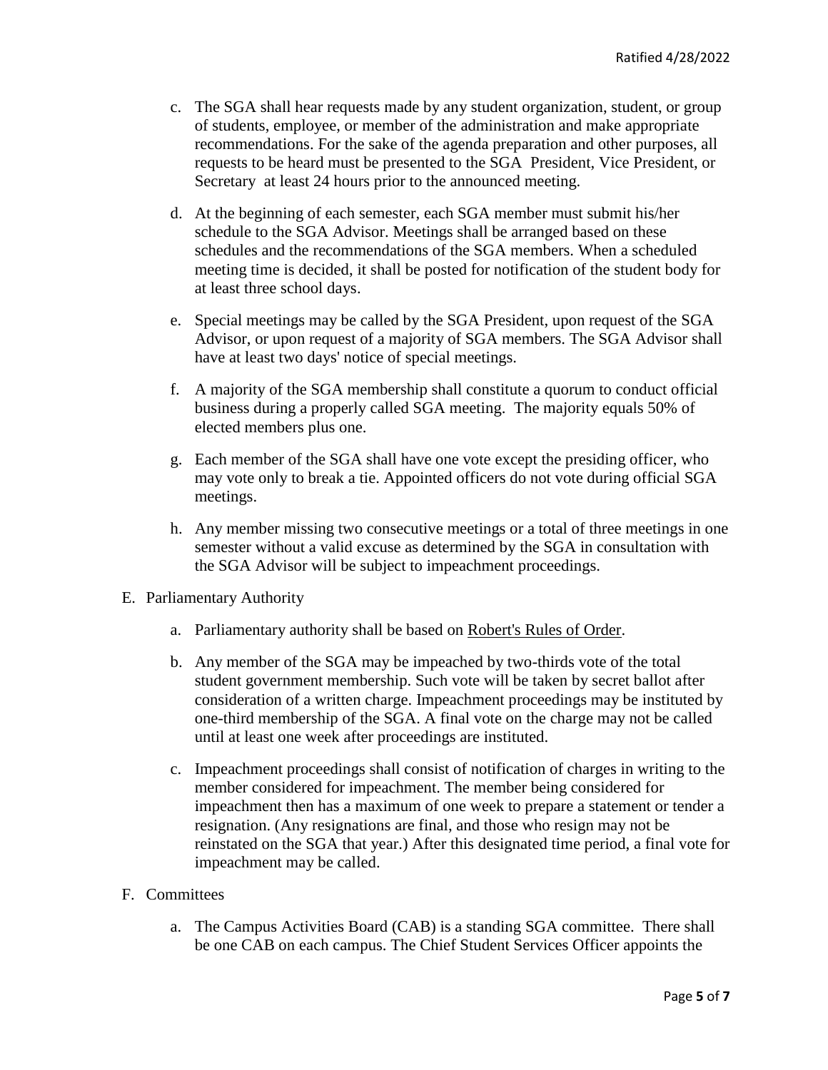c. The SGA shall hear requests made by any student organization, student, or group of students, employee, or member of the administration and make appropriate recommendations. For the sake of the agenda preparation and other purposes, all requests to be heard must be presented to the SGA President, Vice President, or Secretary at least 24 hours prior to the announced meeting.

d. At the beginning of each semester, each SGA member must submit his/her schedule to the SGA Advisor. Meetings shall be arranged based on these schedules and the recommendations of the SGA members. When a scheduled meeting time is decided, it shall be posted for notification of the student body for at least three school days.

e. Special meetings may be called by the SGA President, upon request of the SGA Advisor, or upon request of a majority of SGA members. The SGA Advisor shall have at least two days' notice of special meetings.

f. A majority of the SGA membership shall constitute a quorum to conduct official business during a properly called SGA meeting. The majority equals 50% of elected members plus one.

g. Each member of the SGA shall have one vote except the presiding officer, who may vote only to break a tie. Appointed officers do not vote during official SGA meetings.

h. Any member missing two consecutive meetings or a total of three meetings in one semester without a valid excuse as determined by the SGA in consultation with the SGA Advisor will be subject to impeachment proceedings.

E. Parliamentary Authority

a. Parliamentary authority shall be based on Robert's Rules of Order.

b. Any member of the SGA may be impeached by two-thirds vote of the total student government membership. Such vote will be taken by secret ballot after consideration of a written charge. Impeachment proceedings may be instituted by one-third membership of the SGA. A final vote on the charge may not be called until at least one week after proceedings are instituted.

c. Impeachment proceedings shall consist of notification of charges in writing to the member considered for impeachment. The member being considered for impeachment then has a maximum of one week to prepare a statement or tender a resignation. (Any resignations are final, and those who resign may not be reinstated on the SGA that year.) After this designated time period, a final vote for impeachment may be called.

F. Committees

a. The Campus Activities Board (CAB) is a standing SGA committee. There shall be one CAB on each campus. The Chief Student Services Officer appoints the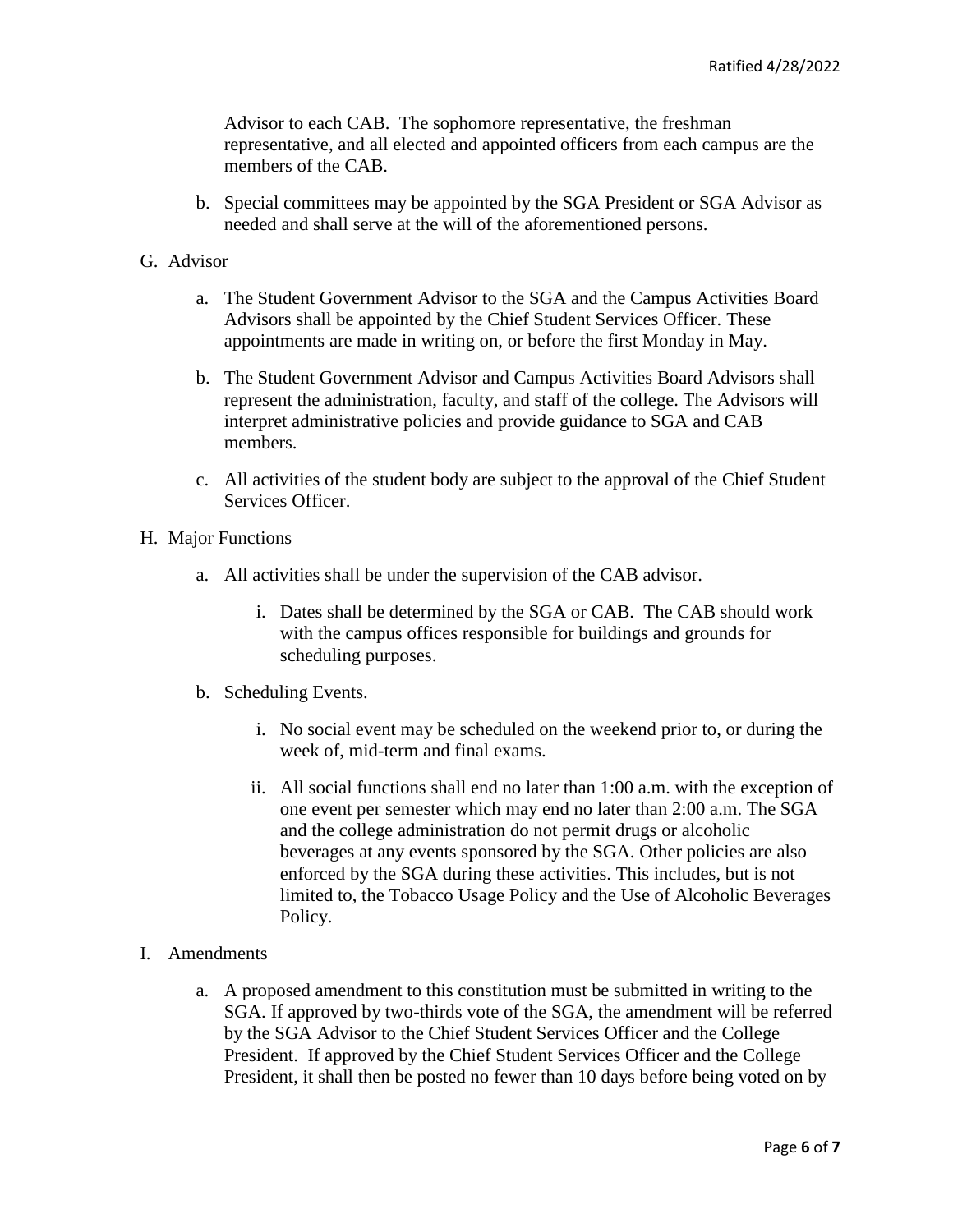Advisor to each CAB. The sophomore representative, the freshman representative, and all elected and appointed officers from each campus are the members of the CAB.

b. Special committees may be appointed by the SGA President or SGA Advisor as needed and shall serve at the will of the aforementioned persons.

G. Advisor

a. The Student Government Advisor to the SGA and the Campus Activities Board Advisors shall be appointed by the Chief Student Services Officer. These appointments are made in writing on, or before the first Monday in May.

b. The Student Government Advisor and Campus Activities Board Advisors shall represent the administration, faculty, and staff of the college. The Advisors will interpret administrative policies and provide guidance to SGA and CAB members.

c. All activities of the student body are subject to the approval of the Chief Student Services Officer.

H. Major Functions

a. All activities shall be under the supervision of the CAB advisor.

i. Dates shall be determined by the SGA or CAB. The CAB should work with the campus offices responsible for buildings and grounds for scheduling purposes.

b. Scheduling Events.

i. No social event may be scheduled on the weekend prior to, or during the week of, mid-term and final exams.

ii. All social functions shall end no later than 1:00 a.m. with the exception of one event per semester which may end no later than 2:00 a.m. The SGA and the college administration do not permit drugs or alcoholic beverages at any events sponsored by the SGA. Other policies are also enforced by the SGA during these activities. This includes, but is not limited to, the Tobacco Usage Policy and the Use of Alcoholic Beverages Policy.

I. Amendments

a. A proposed amendment to this constitution must be submitted in writing to the SGA. If approved by two-thirds vote of the SGA, the amendment will be referred by the SGA Advisor to the Chief Student Services Officer and the College President. If approved by the Chief Student Services Officer and the College President, it shall then be posted no fewer than 10 days before being voted on by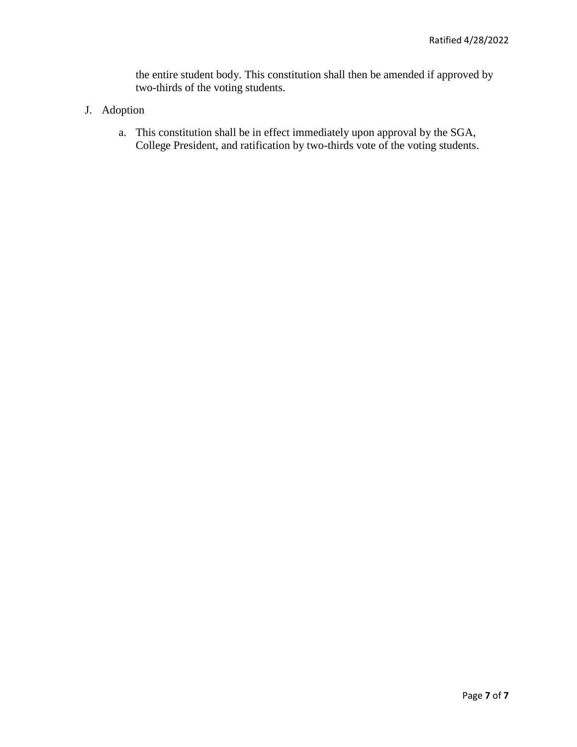the entire student body. This constitution shall then be amended if approved by two-thirds of the voting students.

J. Adoption

   a. This constitution shall be in effect immediately upon approval by the SGA, College President, and ratification by two-thirds vote of the voting students.